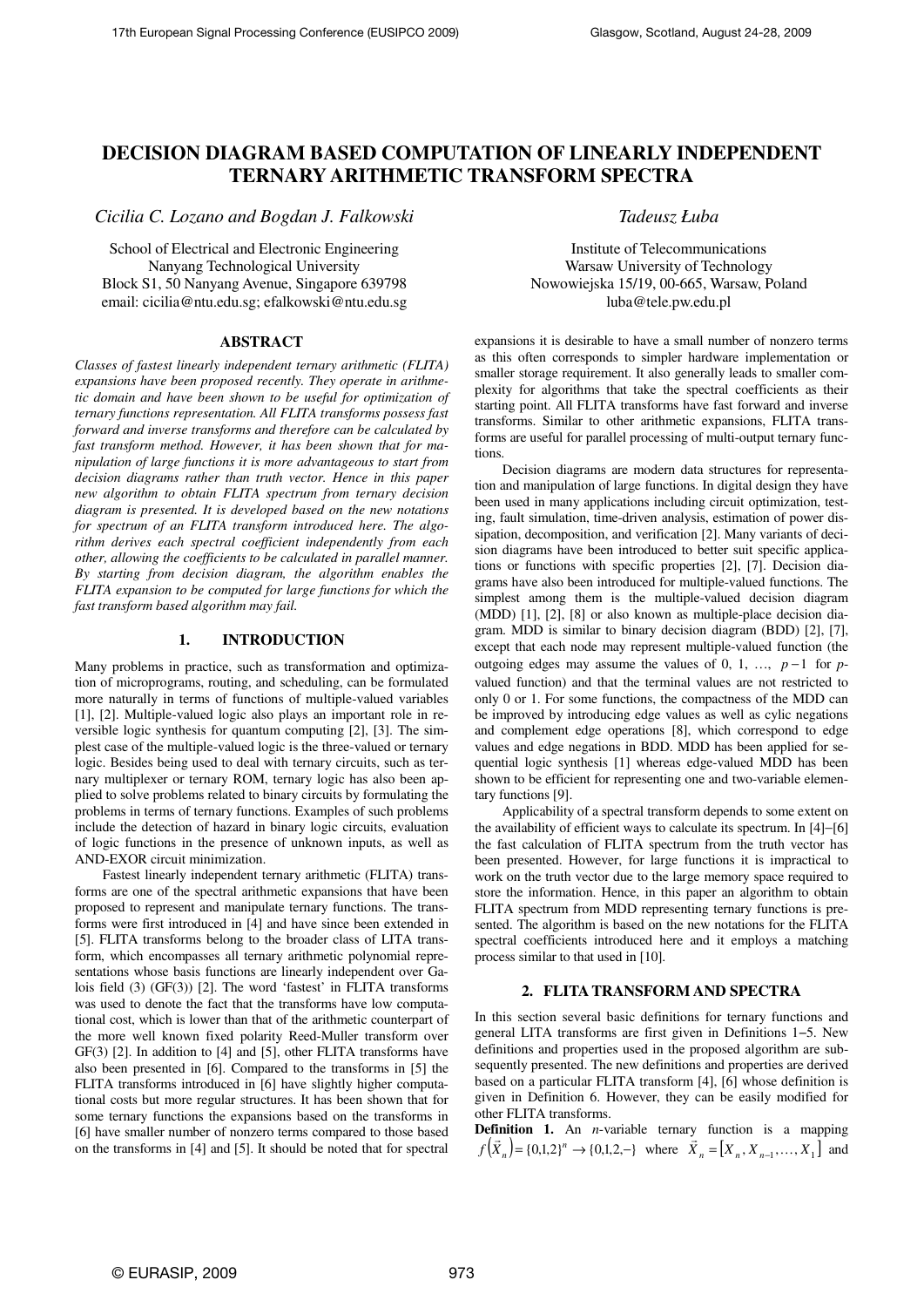# DECISION DIAGRAM BASED COMPUTATION OF LINEARLY INDEPENDENT TERNARY ARITHMETIC TRANSFORM SPECTRA

*Cicilia C. Lozano and Bogdan J. Falkowski*

School of Electrical and Electronic Engineering
Nanyang Technological University
Block S1, 50 Nanyang Avenue, Singapore 639798
email: cicilia@ntu.edu.sg; efalkowski@ntu.edu.sg

*Tadeusz Łuba*

Institute of Telecommunications
Warsaw University of Technology
Nowowiejska 15/19, 00-665, Warsaw, Poland
luba@tele.pw.edu.pl

## ABSTRACT

*Classes of fastest linearly independent ternary arithmetic (FLITA) expansions have been proposed recently. They operate in arithmetic domain and have been shown to be useful for optimization of ternary functions representation. All FLITA transforms possess fast forward and inverse transforms and therefore can be calculated by fast transform method. However, it has been shown that for manipulation of large functions it is more advantageous to start from decision diagrams rather than truth vector. Hence in this paper new algorithm to obtain FLITA spectrum from ternary decision diagram is presented. It is developed based on the new notations for spectrum of an FLITA transform introduced here. The algorithm derives each spectral coefficient independently from each other, allowing the coefficients to be calculated in parallel manner. By starting from decision diagram, the algorithm enables the FLITA expansion to be computed for large functions for which the fast transform based algorithm may fail.*

## 1. INTRODUCTION

Many problems in practice, such as transformation and optimization of microprograms, routing, and scheduling, can be formulated more naturally in terms of functions of multiple-valued variables [1], [2]. Multiple-valued logic also plays an important role in reversible logic synthesis for quantum computing [2], [3]. The simplest case of the multiple-valued logic is the three-valued or ternary logic. Besides being used to deal with ternary circuits, such as ternary multiplexer or ternary ROM, ternary logic has also been applied to solve problems related to binary circuits by formulating the problems in terms of ternary functions. Examples of such problems include the detection of hazard in binary logic circuits, evaluation of logic functions in the presence of unknown inputs, as well as AND-EXOR circuit minimization.

Fastest linearly independent ternary arithmetic (FLITA) transforms are one of the spectral arithmetic expansions that have been proposed to represent and manipulate ternary functions. The transforms were first introduced in [4] and have since been extended in [5]. FLITA transforms belong to the broader class of LITA transform, which encompasses all ternary arithmetic polynomial representations whose basis functions are linearly independent over Galois field (3) (GF(3)) [2]. The word 'fastest' in FLITA transforms was used to denote the fact that the transforms have low computational cost, which is lower than that of the arithmetic counterpart of the more well known fixed polarity Reed-Muller transform over GF(3) [2]. In addition to [4] and [5], other FLITA transforms have also been presented in [6]. Compared to the transforms in [5] the FLITA transforms introduced in [6] have slightly higher computational costs but more regular structures. It has been shown that for some ternary functions the expansions based on the transforms in [6] have smaller number of nonzero terms compared to those based on the transforms in [4] and [5]. It should be noted that for spectral expansions it is desirable to have a small number of nonzero terms as this often corresponds to simpler hardware implementation or smaller storage requirement. It also generally leads to smaller complexity for algorithms that take the spectral coefficients as their starting point. All FLITA transforms have fast forward and inverse transforms. Similar to other arithmetic expansions, FLITA transforms are useful for parallel processing of multi-output ternary functions.

Decision diagrams are modern data structures for representation and manipulation of large functions. In digital design they have been used in many applications including circuit optimization, testing, fault simulation, time-driven analysis, estimation of power dissipation, decomposition, and verification [2]. Many variants of decision diagrams have been introduced to better suit specific applications or functions with specific properties [2], [7]. Decision diagrams have also been introduced for multiple-valued functions. The simplest among them is the multiple-valued decision diagram (MDD) [1], [2], [8] or also known as multiple-place decision diagram. MDD is similar to binary decision diagram (BDD) [2], [7], except that each node may represent multiple-valued function (the outgoing edges may assume the values of 0, 1, …, $p-1$ for $p$-valued function) and that the terminal values are not restricted to only 0 or 1. For some functions, the compactness of the MDD can be improved by introducing edge values as well as cylic negations and complement edge operations [8], which correspond to edge values and edge negations in BDD. MDD has been applied for sequential logic synthesis [1] whereas edge-valued MDD has been shown to be efficient for representing one and two-variable elementary functions [9].

Applicability of a spectral transform depends to some extent on the availability of efficient ways to calculate its spectrum. In [4]–[6] the fast calculation of FLITA spectrum from the truth vector has been presented. However, for large functions it is impractical to work on the truth vector due to the large memory space required to store the information. Hence, in this paper an algorithm to obtain FLITA spectrum from MDD representing ternary functions is presented. The algorithm is based on the new notations for the FLITA spectral coefficients introduced here and it employs a matching process similar to that used in [10].

## 2. FLITA TRANSFORM AND SPECTRA

In this section several basic definitions for ternary functions and general LITA transforms are first given in Definitions 1–5. New definitions and properties used in the proposed algorithm are subsequently presented. The new definitions and properties are derived based on a particular FLITA transform [4], [6] whose definition is given in Definition 6. However, they can be easily modified for other FLITA transforms.

**Definition 1.** An $n$-variable ternary function is a mapping $f(\vec{X}_n) = \{0,1,2\}^n \rightarrow \{0,1,2,-\}$ where $\vec{X}_n = [X_n, X_{n-1}, \ldots, X_1]$ and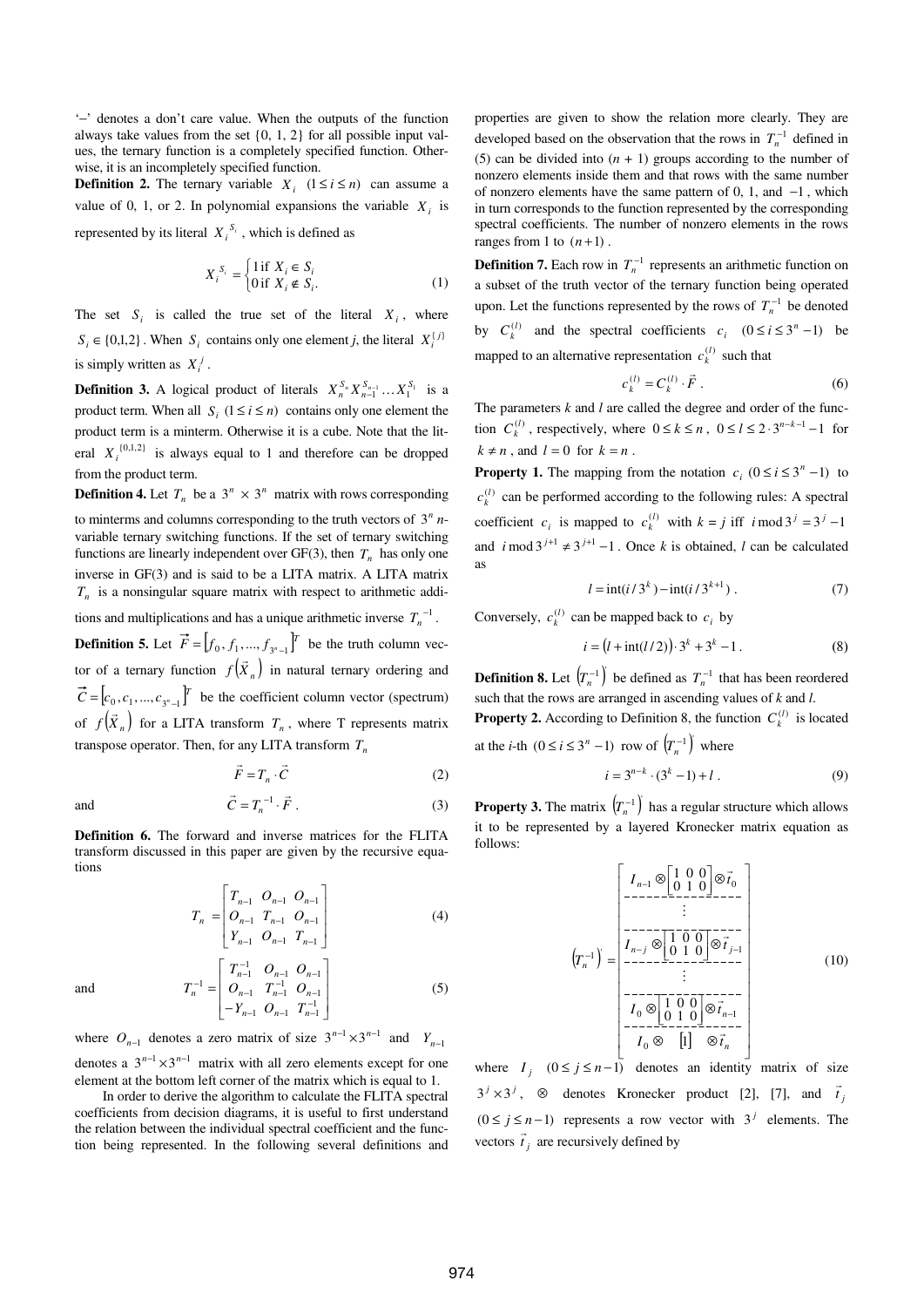'–' denotes a don't care value. When the outputs of the function always take values from the set {0, 1, 2} for all possible input values, the ternary function is a completely specified function. Otherwise, it is an incompletely specified function.

**Definition 2.** The ternary variable $X_i$ $(1 \le i \le n)$ can assume a value of 0, 1, or 2. In polynomial expansions the variable $X_i$ is represented by its literal $X_i^{S_i}$, which is defined as

$$X_i^{S_i} = \begin{cases} 1 \text{ if } X_i \in S_i \\ 0 \text{ if } X_i \notin S_i. \end{cases} \tag{1}$$

The set $S_i$ is called the true set of the literal $X_i$, where $S_i \in \{0,1,2\}$. When $S_i$ contains only one element *j*, the literal $X_i^{\{j\}}$ is simply written as $X_i^j$.

**Definition 3.** A logical product of literals $X_n^{S_n} X_{n-1}^{S_{n-1}} \ldots X_1^{S_1}$ is a product term. When all $S_i$ $(1 \le i \le n)$ contains only one element the product term is a minterm. Otherwise it is a cube. Note that the literal $X_i^{\{0,1,2\}}$ is always equal to 1 and therefore can be dropped from the product term.

**Definition 4.** Let $T_n$ be a $3^n \times 3^n$ matrix with rows corresponding to minterms and columns corresponding to the truth vectors of $3^n$ *n*-variable ternary switching functions. If the set of ternary switching functions are linearly independent over GF(3), then $T_n$ has only one inverse in GF(3) and is said to be a LITA matrix. A LITA matrix $T_n$ is a nonsingular square matrix with respect to arithmetic additions and multiplications and has a unique arithmetic inverse $T_n^{-1}$.

**Definition 5.** Let $\vec{F} = [f_0, f_1, \ldots, f_{3^n-1}]^T$ be the truth column vector of a ternary function $f(\vec{X}_n)$ in natural ternary ordering and $\vec{C} = [c_0, c_1, \ldots, c_{3^n-1}]^T$ be the coefficient column vector (spectrum) of $f(\vec{X}_n)$ for a LITA transform $T_n$, where T represents matrix transpose operator. Then, for any LITA transform $T_n$

$$\vec{F} = T_n \cdot \vec{C} \tag{2}$$

and

$$\vec{C} = T_n^{-1} \cdot \vec{F}. \tag{3}$$

**Definition 6.** The forward and inverse matrices for the FLITA transform discussed in this paper are given by the recursive equations

$$T_n = \begin{bmatrix} T_{n-1} & O_{n-1} & O_{n-1} \\ O_{n-1} & T_{n-1} & O_{n-1} \\ Y_{n-1} & O_{n-1} & T_{n-1} \end{bmatrix} \tag{4}$$

and

$$T_n^{-1} = \begin{bmatrix} T_{n-1}^{-1} & O_{n-1} & O_{n-1} \\ O_{n-1} & T_{n-1}^{-1} & O_{n-1} \\ -Y_{n-1} & O_{n-1} & T_{n-1}^{-1} \end{bmatrix} \tag{5}$$

where $O_{n-1}$ denotes a zero matrix of size $3^{n-1} \times 3^{n-1}$ and $Y_{n-1}$ denotes a $3^{n-1} \times 3^{n-1}$ matrix with all zero elements except for one element at the bottom left corner of the matrix which is equal to 1.

In order to derive the algorithm to calculate the FLITA spectral coefficients from decision diagrams, it is useful to first understand the relation between the individual spectral coefficient and the function being represented. In the following several definitions and properties are given to show the relation more clearly. They are developed based on the observation that the rows in $T_n^{-1}$ defined in (5) can be divided into (*n* + 1) groups according to the number of nonzero elements inside them and that rows with the same number of nonzero elements have the same pattern of 0, 1, and $-1$, which in turn corresponds to the function represented by the corresponding spectral coefficients. The number of nonzero elements in the rows ranges from 1 to $(n+1)$.

**Definition 7.** Each row in $T_n^{-1}$ represents an arithmetic function on a subset of the truth vector of the ternary function being operated upon. Let the functions represented by the rows of $T_n^{-1}$ be denoted by $C_k^{(l)}$ and the spectral coefficients $c_i$ $(0 \le i \le 3^n - 1)$ be mapped to an alternative representation $c_k^{(l)}$ such that

$$c_k^{(l)} = C_k^{(l)} \cdot \vec{F}. \tag{6}$$

The parameters *k* and *l* are called the degree and order of the function $C_k^{(l)}$, respectively, where $0 \le k \le n$, $0 \le l \le 2 \cdot 3^{n-k-1} - 1$ for $k \ne n$, and $l = 0$ for $k = n$.

**Property 1.** The mapping from the notation $c_i$ $(0 \le i \le 3^n - 1)$ to $c_k^{(l)}$ can be performed according to the following rules: A spectral coefficient $c_i$ is mapped to $c_k^{(l)}$ with $k = j$ iff $i \bmod 3^j = 3^j - 1$ and $i \bmod 3^{j+1} \ne 3^{j+1} - 1$. Once *k* is obtained, *l* can be calculated as

$$l = \text{int}(i/3^k) - \text{int}(i/3^{k+1}). \tag{7}$$

Conversely, $c_k^{(l)}$ can be mapped back to $c_i$ by

$$i = (l + \text{int}(l/2)) \cdot 3^k + 3^k - 1. \tag{8}$$

**Definition 8.** Let $(T_n^{-1})'$ be defined as $T_n^{-1}$ that has been reordered such that the rows are arranged in ascending values of *k* and *l*.

**Property 2.** According to Definition 8, the function $C_k^{(l)}$ is located at the *i*-th $(0 \le i \le 3^n - 1)$ row of $(T_n^{-1})'$ where

$$i = 3^{n-k} \cdot (3^k - 1) + l. \tag{9}$$

**Property 3.** The matrix $(T_n^{-1})'$ has a regular structure which allows it to be represented by a layered Kronecker matrix equation as follows:

$$(T_n^{-1})' = \begin{bmatrix} I_{n-1} \otimes \begin{bmatrix} 1 & 0 & 0 \\ 0 & 1 & 0 \end{bmatrix} \otimes \vec{t}_0 \\ \hline \vdots \\ \hline I_{n-j} \otimes \begin{bmatrix} 1 & 0 & 0 \\ 0 & 1 & 0 \end{bmatrix} \otimes \vec{t}_{j-1} \\ \hline \vdots \\ \hline I_0 \otimes \begin{bmatrix} 1 & 0 & 0 \\ 0 & 1 & 0 \end{bmatrix} \otimes \vec{t}_{n-1} \\ \hline I_0 \otimes \quad [1] \quad \otimes \vec{t}_n \end{bmatrix} \tag{10}$$

where $I_j$ $(0 \le j \le n-1)$ denotes an identity matrix of size $3^j \times 3^j$, $\otimes$ denotes Kronecker product [2], [7], and $\vec{t}_j$ $(0 \le j \le n-1)$ represents a row vector with $3^j$ elements. The vectors $\vec{t}_j$ are recursively defined by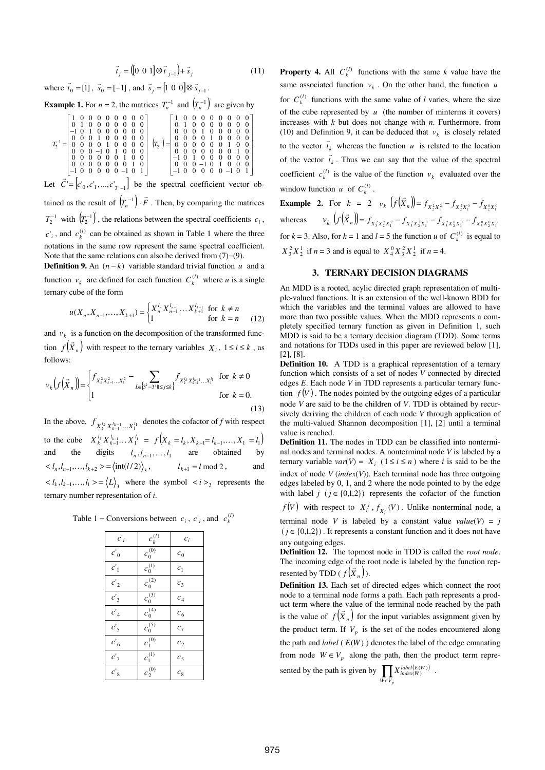$$\vec{t}_j = \left([0\ 0\ 1] \otimes \vec{t}_{j-1}\right) + \vec{s}_j \tag{11}$$

where $\vec{t}_0 = [1]$, $\vec{s}_0 = [-1]$, and $\vec{s}_j = [1\ 0\ 0] \otimes \vec{s}_{j-1}$.

**Example 1.** For $n$ = 2, the matrices $T_n^{-1}$ and $\left(T_n^{-1}\right)'$ are given by

$$T_2^{-1} = \begin{bmatrix} 1 & 0 & 0 & 0 & 0 & 0 & 0 & 0 & 0 \\ 0 & 1 & 0 & 0 & 0 & 0 & 0 & 0 & 0 \\ -1 & 0 & 1 & 0 & 0 & 0 & 0 & 0 & 0 \\ 0 & 0 & 0 & 1 & 0 & 0 & 0 & 0 & 0 \\ 0 & 0 & 0 & 0 & 1 & 0 & 0 & 0 & 0 \\ 0 & 0 & 0 & -1 & 0 & 1 & 0 & 0 & 0 \\ 0 & 0 & 0 & 0 & 0 & 0 & 1 & 0 & 0 \\ 0 & 0 & 0 & 0 & 0 & 0 & 0 & 1 & 0 \\ -1 & 0 & 0 & 0 & 0 & 0 & -1 & 0 & 1 \end{bmatrix} \quad \left(T_2^{-1}\right)' = \begin{bmatrix} 1 & 0 & 0 & 0 & 0 & 0 & 0 & 0 & 0 \\ 0 & 1 & 0 & 0 & 0 & 0 & 0 & 0 & 0 \\ 0 & 0 & 0 & 1 & 0 & 0 & 0 & 0 & 0 \\ 0 & 0 & 0 & 0 & 1 & 0 & 0 & 0 & 0 \\ 0 & 0 & 0 & 0 & 0 & 0 & 1 & 0 & 0 \\ 0 & 0 & 0 & 0 & 0 & 0 & 0 & 1 & 0 \\ -1 & 0 & 1 & 0 & 0 & 0 & 0 & 0 & 0 \\ 0 & 0 & 0 & -1 & 0 & 1 & 0 & 0 & 0 \\ -1 & 0 & 0 & 0 & 0 & 0 & -1 & 0 & 1 \end{bmatrix}.$$

Let $\vec{C}' = \left[c'_0, c'_1, \ldots, c'_{3^n-1}\right]$ be the spectral coefficient vector obtained as the result of $\left(T_n^{-1}\right)' \cdot \vec{F}$. Then, by comparing the matrices $T_2^{-1}$ with $\left(T_2^{-1}\right)'$, the relations between the spectral coefficients $c_i$, $c'_i$, and $c_k^{(l)}$ can be obtained as shown in Table 1 where the three notations in the same row represent the same spectral coefficient. Note that the same relations can also be derived from (7)–(9).

**Definition 9.** An $(n-k)$ variable standard trivial function $u$ and a function $v_k$ are defined for each function $C_k^{(l)}$ where $u$ is a single ternary cube of the form

$$u(X_n, X_{n-1}, \ldots, X_{k+1}) = \begin{cases} X_n^{l_n} X_{n-1}^{l_{n-1}} \ldots X_{k+1}^{l_{k+1}} & \text{for } k \neq n \\ 1 & \text{for } k = n \end{cases} \tag{12}$$

and $v_k$ is a function on the decomposition of the transformed function $f\left(\vec{X}_n\right)$ with respect to the ternary variables $X_i$, $1 \le i \le k$, as follows:

$$v_k\left(f\left(\vec{X}_n\right)\right) = \begin{cases} f_{X_k^2 X_{k-1}^2 \ldots X_1^2} - \displaystyle\sum_{L \in \left\{3^k - 3^j \mid 1 \le j \le k\right\}} f_{X_k^{l_k} X_{k-1}^{l_{k-1}} \ldots X_1^{l_1}} & \text{for } k \neq 0 \\ 1 & \text{for } k = 0. \end{cases} \tag{13}$$

In the above, $f_{X_k^{l_k} X_{k-1}^{l_{k-1}} \ldots X_1^{l_1}}$ denotes the cofactor of $f$ with respect to the cube $X_k^{l_k} X_{k-1}^{l_{k-1}} \ldots X_1^{l_1} = f\left(X_k = l_k, X_{k-1} = l_{k-1}, \ldots, X_1 = l_1\right)$ and the digits $l_n, l_{n-1}, \ldots, l_1$ are obtained by $< l_n, l_{n-1}, \ldots, l_{k+2} > = \left\langle \text{int}(l/2) \right\rangle_3$, $l_{k+1} = l \bmod 2$, and $< l_k, l_{k-1}, \ldots, l_1 > = \left\langle L \right\rangle_3$ where the symbol $< i >_3$ represents the ternary number representation of $i$.

Table 1 – Conversions between $c_i$, $c'_i$, and $c_k^{(l)}$

| $c'_i$ | $c_k^{(l)}$ | $c_i$ |
|---|---|---|
| $c'_0$ | $c_0^{(0)}$ | $c_0$ |
| $c'_1$ | $c_0^{(1)}$ | $c_1$ |
| $c'_2$ | $c_0^{(2)}$ | $c_3$ |
| $c'_3$ | $c_0^{(3)}$ | $c_4$ |
| $c'_4$ | $c_0^{(4)}$ | $c_6$ |
| $c'_5$ | $c_0^{(5)}$ | $c_7$ |
| $c'_6$ | $c_1^{(0)}$ | $c_2$ |
| $c'_7$ | $c_1^{(1)}$ | $c_5$ |
| $c'_8$ | $c_2^{(0)}$ | $c_8$ |

**Property 4.** All $C_k^{(l)}$ functions with the same $k$ value have the same associated function $v_k$. On the other hand, the function $u$ for $C_k^{(l)}$ functions with the same value of $l$ varies, where the size of the cube represented by $u$ (the number of minterms it covers) increases with $k$ but does not change with $n$. Furthermore, from (10) and Definition 9, it can be deduced that $v_k$ is closely related to the vector $\vec{t}_k$ whereas the function $u$ is related to the location of the vector $\vec{t}_k$. Thus we can say that the value of the spectral coefficient $c_k^{(l)}$ is the value of the function $v_k$ evaluated over the window function $u$ of $C_k^{(l)}$.

**Example 2.** For $k = 2$ $v_k\left(f\left(\vec{X}_n\right)\right) = f_{X_2^2 X_1^2} - f_{X_2^2 X_1^0} - f_{X_2^0 X_1^0}$ whereas $v_k\left(f\left(\vec{X}_n\right)\right) = f_{X_3^2 X_2^2 X_1^2} - f_{X_3^2 X_2^2 X_1^0} - f_{X_3^2 X_2^0 X_1^0} - f_{X_3^0 X_2^0 X_1^0}$ for $k$ = 3. Also, for $k$ = 1 and $l$ = 5 the function $u$ of $C_k^{(l)}$ is equal to $X_3^2 X_2^1$ if $n$ = 3 and is equal to $X_4^0 X_3^2 X_2^1$ if $n$ = 4.

## 3. TERNARY DECISION DIAGRAMS

An MDD is a rooted, acylic directed graph representation of multiple-valued functions. It is an extension of the well-known BDD for which the variables and the terminal values are allowed to have more than two possible values. When the MDD represents a completely specified ternary function as given in Definition 1, such MDD is said to be a ternary decision diagram (TDD). Some terms and notations for TDDs used in this paper are reviewed below [1], [2], [8].

**Definition 10.** A TDD is a graphical representation of a ternary function which consists of a set of nodes $V$ connected by directed edges $E$. Each node $V$ in TDD represents a particular ternary function $f(V)$. The nodes pointed by the outgoing edges of a particular node $V$ are said to be the children of $V$. TDD is obtained by recursively deriving the children of each node $V$ through application of the multi-valued Shannon decomposition [1], [2] until a terminal value is reached.

**Definition 11.** The nodes in TDD can be classified into nonterminal nodes and terminal nodes. A nonterminal node $V$ is labeled by a ternary variable $var(V) = X_i$ $(1 \le i \le n)$ where $i$ is said to be the index of node $V$ ($index(V)$). Each terminal node has three outgoing edges labeled by 0, 1, and 2 where the node pointed to by the edge with label $j$ $(j \in \{0,1,2\})$ represents the cofactor of the function $f(V)$ with respect to $X_i^j$, $f_{X_i^j}(V)$. Unlike nonterminal node, a terminal node $V$ is labeled by a constant value $value(V) = j$ $(j \in \{0,1,2\})$. It represents a constant function and it does not have any outgoing edges.

**Definition 12.** The topmost node in TDD is called the *root node*. The incoming edge of the root node is labeled by the function represented by TDD ( $f\left(\vec{X}_n\right)$ ).

**Definition 13.** Each set of directed edges which connect the root node to a terminal node forms a path. Each path represents a product term where the value of the terminal node reached by the path is the value of $f\left(\vec{X}_n\right)$ for the input variables assignment given by the product term. If $V_p$ is the set of the nodes encountered along the path and $label$ ( $E(W)$ ) denotes the label of the edge emanating from node $W \in V_p$ along the path, then the product term represented by the path is given by $\prod_{W \in V_p} X_{index(W)}^{label(E(W))}$.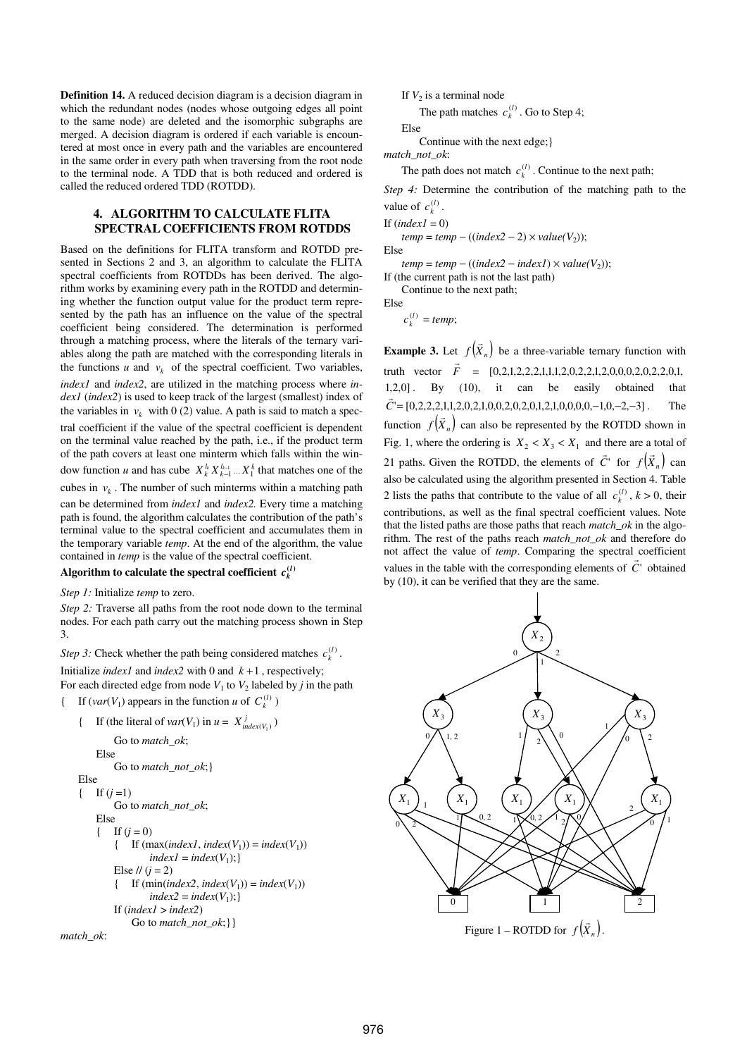**Definition 14.** A reduced decision diagram is a decision diagram in which the redundant nodes (nodes whose outgoing edges all point to the same node) are deleted and the isomorphic subgraphs are merged. A decision diagram is ordered if each variable is encountered at most once in every path and the variables are encountered in the same order in every path when traversing from the root node to the terminal node. A TDD that is both reduced and ordered is called the reduced ordered TDD (ROTDD).

## 4. ALGORITHM TO CALCULATE FLITA SPECTRAL COEFFICIENTS FROM ROTDDS

Based on the definitions for FLITA transform and ROTDD presented in Sections 2 and 3, an algorithm to calculate the FLITA spectral coefficients from ROTDDs has been derived. The algorithm works by examining every path in the ROTDD and determining whether the function output value for the product term represented by the path has an influence on the value of the spectral coefficient being considered. The determination is performed through a matching process, where the literals of the ternary variables along the path are matched with the corresponding literals in the functions $u$ and $v_k$ of the spectral coefficient. Two variables, *index1* and *index2*, are utilized in the matching process where *index1* (*index2*) is used to keep track of the largest (smallest) index of the variables in $v_k$ with 0 (2) value. A path is said to match a spectral coefficient if the value of the spectral coefficient is dependent on the terminal value reached by the path, i.e., if the product term of the path covers at least one minterm which falls within the window function $u$ and has cube $X_k^{l_k} X_{k-1}^{l_{k-1}} \dots X_1^{l_1}$ that matches one of the cubes in $v_k$. The number of such minterms within a matching path can be determined from *index1* and *index2.* Every time a matching path is found, the algorithm calculates the contribution of the path's terminal value to the spectral coefficient and accumulates them in the temporary variable *temp*. At the end of the algorithm, the value contained in *temp* is the value of the spectral coefficient.

**Algorithm to calculate the spectral coefficient $c_k^{(l)}$**

*Step 1:* Initialize *temp* to zero.

*Step 2:* Traverse all paths from the root node down to the terminal nodes. For each path carry out the matching process shown in Step 3.

*Step 3:* Check whether the path being considered matches $c_k^{(l)}$.

```
Initialize index1 and index2 with 0 and k+1, respectively;
For each directed edge from node V1 to V2 labeled by j in the path
{   If (var(V1) appears in the function u of C_k^(l) )
    {   If (the literal of var(V1) in u = X^j_index(V1) )
            Go to match_ok;
        Else
            Go to match_not_ok;}
    Else
    {   If (j =1)
            Go to match_not_ok;
        Else
        {   If (j = 0)
            {   If (max(index1, index(V1)) = index(V1))
                    index1 = index(V1);}
            Else // (j = 2)
            {   If (min(index2, index(V1)) = index(V1))
                    index2 = index(V1);}
            If (index1 > index2)
                Go to match_not_ok;}}
match_ok:
    If V2 is a terminal node
        The path matches c_k^(l) . Go to Step 4;
    Else
        Continue with the next edge;}
match_not_ok:
    The path does not match c_k^(l) . Continue to the next path;
```

*Step 4:* Determine the contribution of the matching path to the value of $c_k^{(l)}$.

```
If (index1 = 0)
    temp = temp − ((index2 − 2) × value(V2));
Else
    temp = temp − ((index2 − index1) × value(V2));
If (the current path is not the last path)
    Continue to the next path;
Else
    c_k^(l) = temp;
```

**Example 3.** Let $f(\vec{X}_n)$ be a three-variable ternary function with truth vector $\vec{F}$ = [0,2,1,2,2,2,1,1,1,2,0,2,2,1,2,0,0,0,2,0,2,2,0,1, 1,2,0]. By (10), it can be easily obtained that $\vec{C}'$= [0,2,2,2,1,1,2,0,2,1,0,0,2,0,2,0,1,2,1,0,0,0,0,−1,0,−2,−3]. The function $f(\vec{X}_n)$ can also be represented by the ROTDD shown in Fig. 1, where the ordering is $X_2 < X_3 < X_1$ and there are a total of 21 paths. Given the ROTDD, the elements of $\vec{C}'$ for $f(\vec{X}_n)$ can also be calculated using the algorithm presented in Section 4. Table 2 lists the paths that contribute to the value of all $c_k^{(l)}$, $k > 0$, their contributions, as well as the final spectral coefficient values. Note that the listed paths are those paths that reach *match_ok* in the algorithm. The rest of the paths reach *match_not_ok* and therefore do not affect the value of *temp*. Comparing the spectral coefficient values in the table with the corresponding elements of $\vec{C}'$ obtained by (10), it can be verified that they are the same.

Figure 1 – ROTDD for $f(\vec{X}_n)$.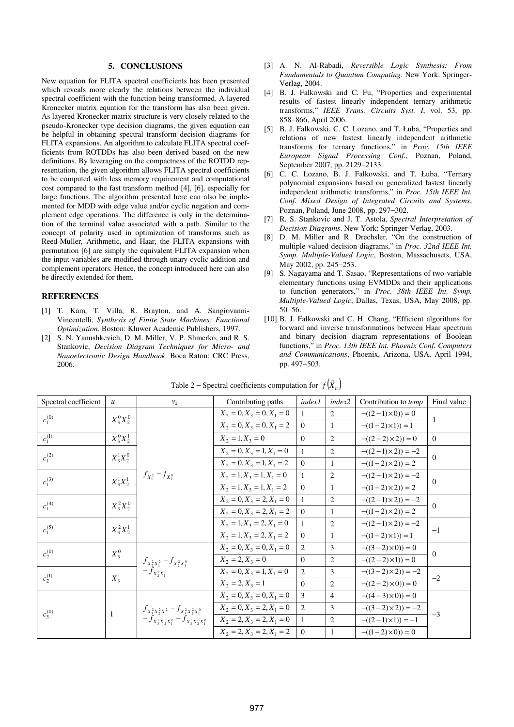## 5. CONCLUSIONS

New equation for FLITA spectral coefficients has been presented which reveals more clearly the relations between the individual spectral coefficient with the function being transformed. A layered Kronecker matrix equation for the transform has also been given. As layered Kronecker matrix structure is very closely related to the pseudo-Kronecker type decision diagrams, the given equation can be helpful in obtaining spectral transform decision diagrams for FLITA expansions. An algorithm to calculate FLITA spectral coefficients from ROTDDs has also been derived based on the new definitions. By leveraging on the compactness of the ROTDD representation, the given algorithm allows FLITA spectral coefficients to be computed with less memory requirement and computational cost compared to the fast transform method [4], [6], especially for large functions. The algorithm presented here can also be implemented for MDD with edge value and/or cyclic negation and complement edge operations. The difference is only in the determination of the terminal value associated with a path. Similar to the concept of polarity used in optimization of transforms such as Reed-Muller, Arithmetic, and Haar, the FLITA expansions with permutation [6] are simply the equivalent FLITA expansion when the input variables are modified through unary cyclic addition and complement operators. Hence, the concept introduced here can also be directly extended for them.

## REFERENCES

[1] T. Kam, T. Villa, R. Brayton, and A. Sangiovanni-Vincentelli, *Synthesis of Finite State Machines: Functional Optimization*. Boston: Kluwer Academic Publishers, 1997.

[2] S. N. Yanushkevich, D. M. Miller, V. P. Shmerko, and R. S. Stankovic, *Decision Diagram Techniques for Micro- and Nanoelectronic Design Handbook*. Boca Raton: CRC Press, 2006.

[3] A. N. Al-Rabadi, *Reversible Logic Synthesis: From Fundamentals to Quantum Computing*. New York: Springer-Verlag, 2004.

[4] B. J. Falkowski and C. Fu, "Properties and experimental results of fastest linearly independent ternary arithmetic transforms," *IEEE Trans. Circuits Syst. I*, vol. 53, pp. 858−866, April 2006.

[5] B. J. Falkowski, C. C. Lozano, and T. Łuba, "Properties and relations of new fastest linearly independent arithmetic transforms for ternary functions," in *Proc. 15th IEEE European Signal Processing Conf.*, Poznan, Poland, September 2007, pp. 2129−2133.

[6] C. C. Lozano, B. J. Falkowski, and T. Łuba, "Ternary polynomial expansions based on generalized fastest linearly independent arithmetic transforms," in *Proc. 15th IEEE Int. Conf. Mixed Design of Integrated Circuits and Systems*, Poznan, Poland, June 2008, pp. 297−302.

[7] R. S. Stankovic and J. T. Astola, *Spectral Interpretation of Decision Diagrams*. New York: Springer-Verlag, 2003.

[8] D. M. Miller and R. Drechsler, "On the construction of multiple-valued decision diagrams," in *Proc. 32nd IEEE Int. Symp. Multiple-Valued Logic*, Boston, Massachusets, USA, May 2002, pp. 245−253.

[9] S. Nagayama and T. Sasao, "Representations of two-variable elementary functions using EVMDDs and their applications to function generators," in *Proc. 38th IEEE Int. Symp. Multiple-Valued Logic*, Dallas, Texas, USA, May 2008, pp. 50−56.

[10] B. J. Falkowski and C. H. Chang, "Efficient algorithms for forward and inverse transformations between Haar spectrum and binary decision diagram representations of Boolean functions," in *Proc. 13th IEEE Int. Phoenix Conf. Computers and Communications*, Phoenix, Arizona, USA, April 1994, pp. 497−503.

Table 2 − Spectral coefficients computation for $f(\vec{X}_n)$

| Spectral coefficient | $u$ | $v_k$ | Contributing paths | *index1* | *index2* | Contribution to *temp* | Final value |
|---|---|---|---|---|---|---|---|
| $c_1^{(0)}$ | $X_3^0X_2^0$ | $f_{X_1^2}-f_{X_1^0}$ | $X_2=0, X_3=0, X_1=0$ | 1 | 2 | $-((2-1)\times 0))=0$ | 1 |
| | | | $X_2=0, X_3=0, X_1=2$ | 0 | 1 | $-((1-2)\times 1))=1$ | |
| $c_1^{(1)}$ | $X_3^0X_2^1$ | | $X_2=1, X_3=0$ | 0 | 2 | $-((2-2)\times 2))=0$ | 0 |
| $c_1^{(2)}$ | $X_3^1X_2^0$ | | $X_2=0, X_3=1, X_1=0$ | 1 | 2 | $-((2-1)\times 2))=-2$ | 0 |
| | | | $X_2=0, X_3=1, X_1=2$ | 0 | 1 | $-((1-2)\times 2))=2$ | |
| $c_1^{(3)}$ | $X_3^1X_2^1$ | | $X_2=1, X_3=1, X_1=0$ | 1 | 2 | $-((2-1)\times 2))=-2$ | 0 |
| | | | $X_2=1, X_3=1, X_1=2$ | 0 | 1 | $-((1-2)\times 2))=2$ | |
| $c_1^{(4)}$ | $X_3^2X_2^0$ | | $X_2=0, X_3=2, X_1=0$ | 1 | 2 | $-((2-1)\times 2))=-2$ | 0 |
| | | | $X_2=0, X_3=2, X_1=2$ | 0 | 1 | $-((1-2)\times 2))=2$ | |
| $c_1^{(5)}$ | $X_3^2X_2^1$ | | $X_2=1, X_3=2, X_1=0$ | 1 | 2 | $-((2-1)\times 2))=-2$ | $-1$ |
| | | | $X_2=1, X_3=2, X_1=2$ | 0 | 1 | $-((1-2)\times 1))=1$ | |
| $c_2^{(0)}$ | $X_3^0$ | $f_{X_2^2X_1^2}-f_{X_2^2X_1^0}-f_{X_2^0X_1^0}$ | $X_2=0, X_3=0, X_1=0$ | 2 | 3 | $-((3-2)\times 0))=0$ | 0 |
| | | | $X_2=2, X_3=0$ | 0 | 2 | $-((2-2)\times 1))=0$ | |
| $c_2^{(1)}$ | $X_3^1$ | | $X_2=0, X_3=1, X_1=0$ | 2 | 3 | $-((3-2)\times 2))=-2$ | $-2$ |
| | | | $X_2=2, X_3=1$ | 0 | 2 | $-((2-2)\times 0))=0$ | |
| $c_3^{(0)}$ | 1 | $f_{X_3^2X_2^2X_1^2}-f_{X_3^2X_2^2X_1^0}-f_{X_3^2X_2^0X_1^0}-f_{X_3^0X_2^0X_1^0}$ | $X_2=0, X_3=0, X_1=0$ | 3 | 4 | $-((4-3)\times 0))=0$ | $-3$ |
| | | | $X_2=0, X_3=2, X_1=0$ | 2 | 3 | $-((3-2)\times 2))=-2$ | |
| | | | $X_2=2, X_3=2, X_1=0$ | 1 | 2 | $-((2-1)\times 1))=-1$ | |
| | | | $X_2=2, X_3=2, X_1=2$ | 0 | 1 | $-((1-2)\times 0))=0$ | |